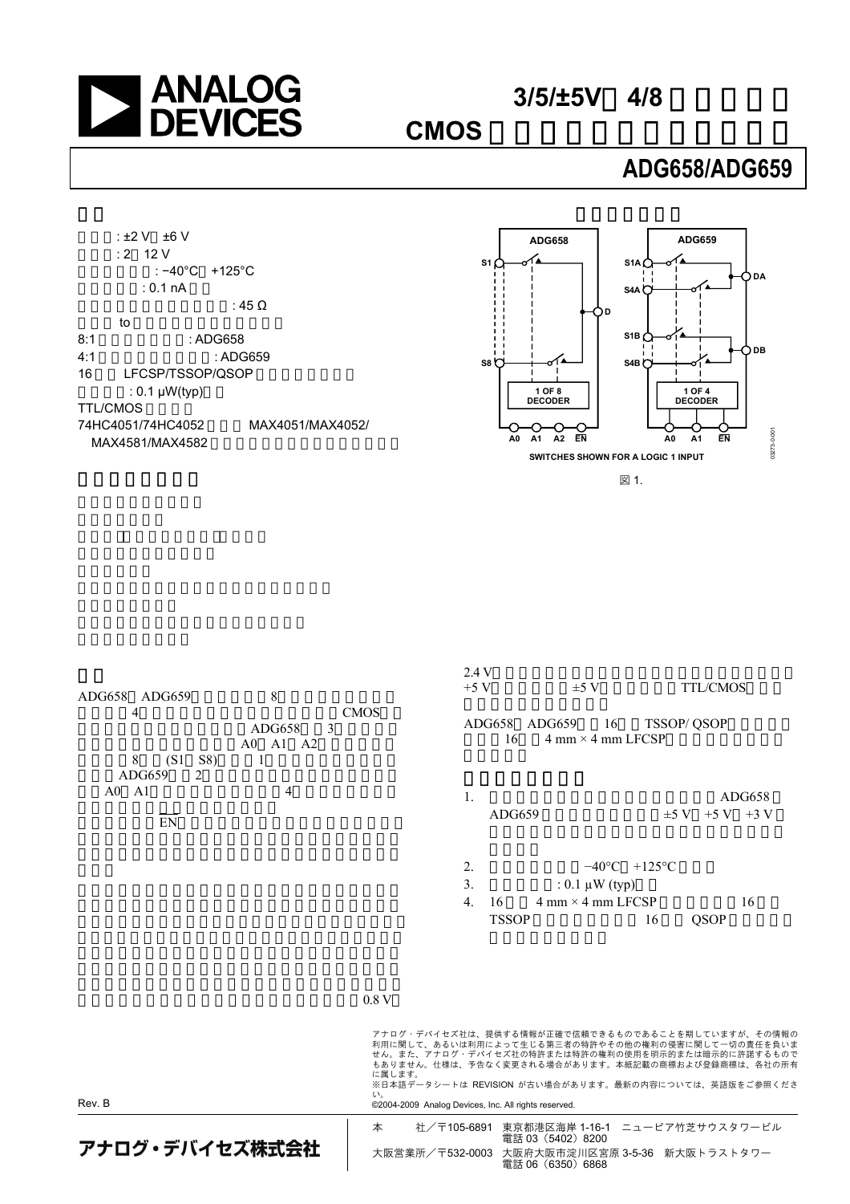# 3/5/±5V、4/8 チャンネル CMOS マルチプレクサ

## ADG658/ADG659

## 特長

- 両電源: ±2 V ～ ±6 V
- 単電源: 2 ～ 12 V
- 動作温度範囲: −40°C ～ +125°C
- リーク電流: 0.1 nA
- オン抵抗（最大値）: 45 Ω
- to
- 8:1: ADG658
- 4:1: ADG659
- 16 LFCSP/TSSOP/QSOP
- 消費電力: 0.1 μW(typ)
- TTL/CMOS
- 74HC4051/74HC4052 MAX4051/MAX4052/ MAX4581/MAX4582

## 機能ブロック図

ADG658: S1, S8, D, 1 OF 8 DECODER, A0 A1 A2 EN

ADG659: S1A, S4A, S1B, S4B, DA, DB, 1 OF 4 DECODER, A0 A1 EN

SWITCHES SHOWN FOR A LOGIC 1 INPUT

図 1.

## アプリケーション

## 概要

ADG658、ADG659 8 4 CMOS ADG658 3 A0、A1、A2 8 (S1 ～ S8) 1 ADG659 2 A0、A1 4 EN

0.8 V

2.4 V +5 V ±5 V TTL/CMOS

ADG658、ADG659 16 TSSOP/ QSOP 16 4 mm × 4 mm LFCSP

## 製品のハイライト

1. ADG658 ADG659 ±5 V、+5 V、+3 V
2. −40°C ～ +125°C
3. : 0.1 μW (typ)
4. 16 4 mm × 4 mm LFCSP 16 TSSOP 16 QSOP

Rev. B

アナログ・デバイセズ社は、提供する情報が正確で信頼できるものであることを期していますが、その情報の利用に関して、あるいは利用によって生じる第三者の特許やその他の権利の侵害に関して一切の責任を負いません。また、アナログ・デバイセズ社の特許または特許の権利の使用を明示的または暗示的に許諾するものでもありません。仕様は、予告なく変更される場合があります。本紙記載の商標および登録商標は、各社の所有に属します。
※日本語データシートは REVISION が古い場合があります。最新の内容については、英語版をご参照ください。

©2004-2009 Analog Devices, Inc. All rights reserved.

アナログ・デバイセズ株式会社

本　　社／〒105-6891　東京都港区海岸 1-16-1　ニューピア竹芝サウスタワービル　電話 03（5402）8200

大阪営業所／〒532-0003　大阪府大阪市淀川区宮原 3-5-36　新大阪トラストタワー　電話 06（6350）6868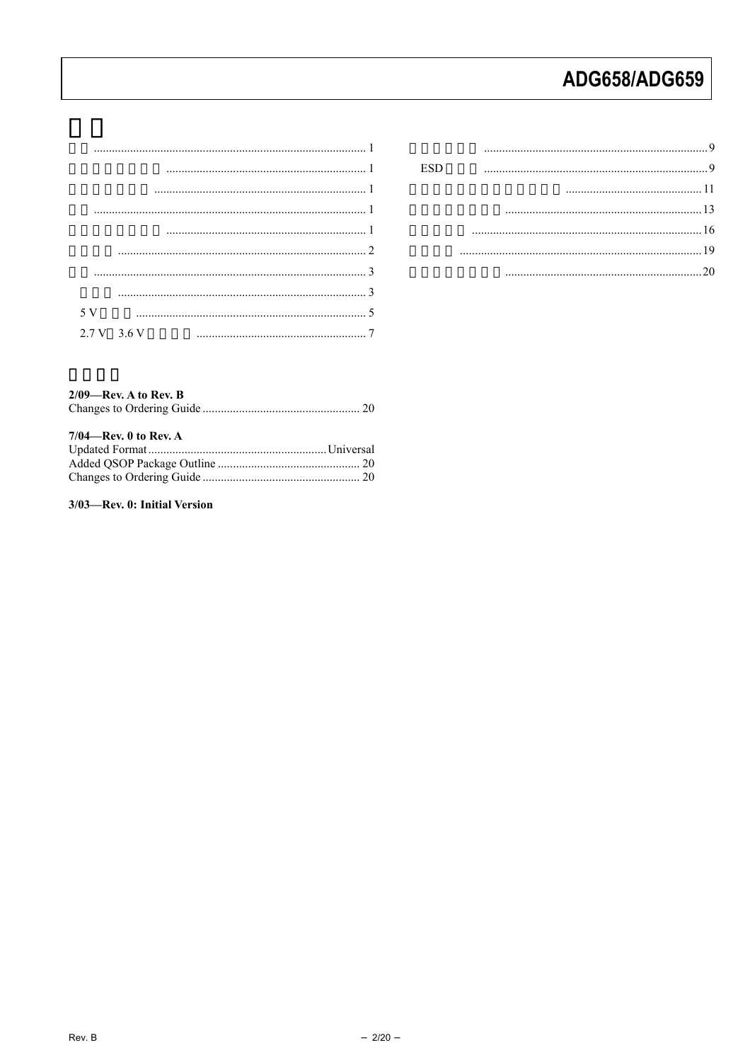| | |
|---|---|
| | 1 |
| | 1 |
| | 1 |
| | 1 |
| | 1 |
| | 2 |
| | 3 |
| | 3 |
| 5 V | 5 |
| 2.7 V 3.6 V | 7 |
| | 9 |
| ESD | 9 |
| | 11 |
| | 13 |
| | 16 |
| | 19 |
| | 20 |

**2/09—Rev. A to Rev. B**

Changes to Ordering Guide .................................................... 20

**7/04—Rev. 0 to Rev. A**

Updated Format .......................................................... Universal

Added QSOP Package Outline ............................................... 20

Changes to Ordering Guide .................................................... 20

**3/03—Rev. 0: Initial Version**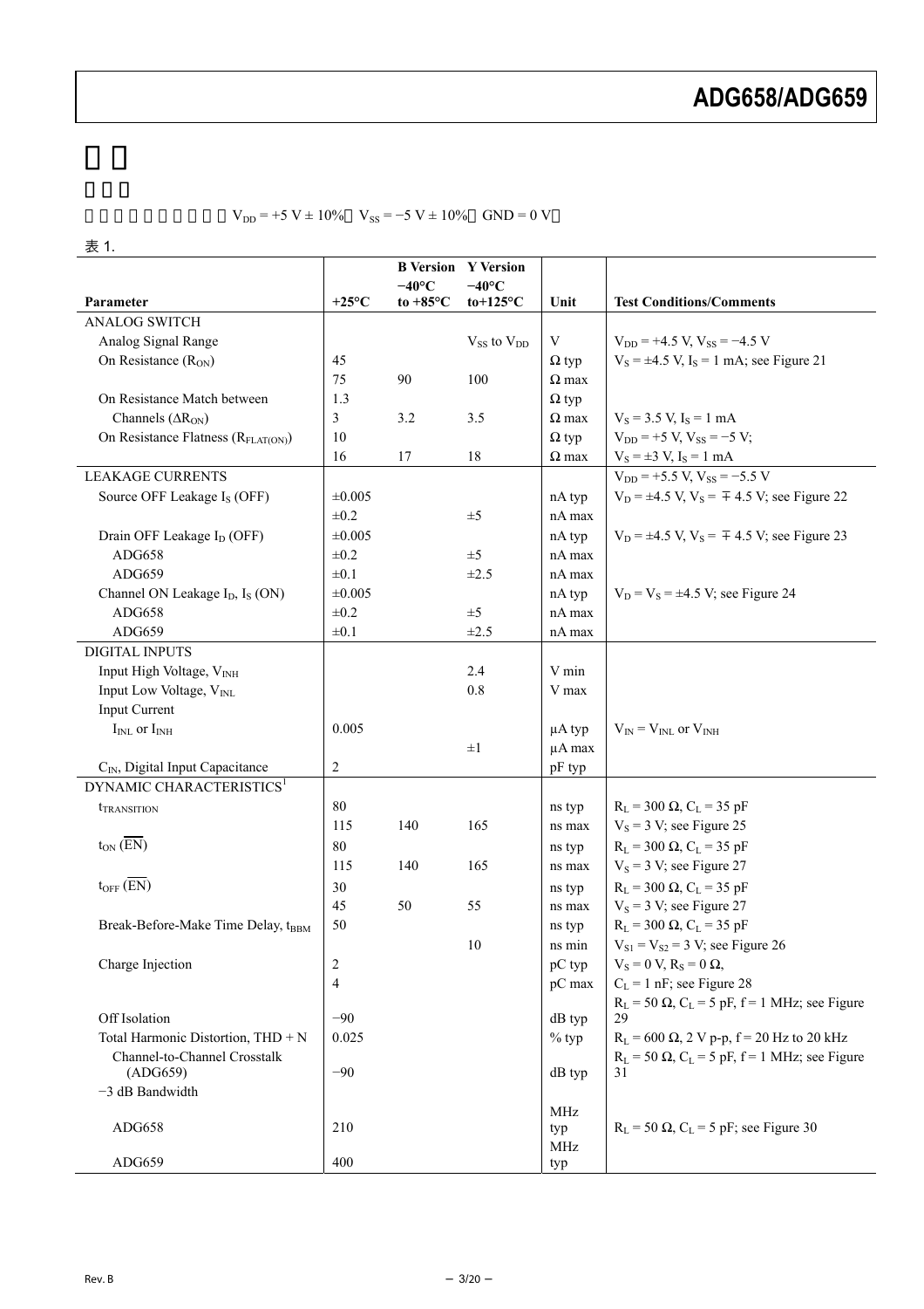# 规格

## 双电源

除非另有说明，$V_{DD}$ = +5 V ± 10%，$V_{SS}$ = −5 V ± 10%，GND = 0 V。

表 1.

| Parameter | +25°C | B Version −40°C to +85°C | Y Version −40°C to+125°C | Unit | Test Conditions/Comments |
|---|---|---|---|---|---|
| ANALOG SWITCH | | | | | |
| Analog Signal Range | | | $V_{SS}$ to $V_{DD}$ | V | $V_{DD}$ = +4.5 V, $V_{SS}$ = −4.5 V |
| On Resistance ($R_{ON}$) | 45 | | | Ω typ | $V_S$ = ±4.5 V, $I_S$ = 1 mA; see Figure 21 |
| | 75 | 90 | 100 | Ω max | |
| On Resistance Match between Channels ($\Delta R_{ON}$) | 1.3 | | | Ω typ | |
| | 3 | 3.2 | 3.5 | Ω max | $V_S$ = 3.5 V, $I_S$ = 1 mA |
| On Resistance Flatness ($R_{FLAT(ON)}$) | 10 | | | Ω typ | $V_{DD}$ = +5 V, $V_{SS}$ = −5 V; |
| | 16 | 17 | 18 | Ω max | $V_S$ = ±3 V, $I_S$ = 1 mA |
| LEAKAGE CURRENTS | | | | | $V_{DD}$ = +5.5 V, $V_{SS}$ = −5.5 V |
| Source OFF Leakage $I_S$ (OFF) | ±0.005 | | | nA typ | $V_D$ = ±4.5 V, $V_S$ = ∓ 4.5 V; see Figure 22 |
| | ±0.2 | | ±5 | nA max | |
| Drain OFF Leakage $I_D$ (OFF) | ±0.005 | | | nA typ | $V_D$ = ±4.5 V, $V_S$ = ∓ 4.5 V; see Figure 23 |
| ADG658 | ±0.2 | | ±5 | nA max | |
| ADG659 | ±0.1 | | ±2.5 | nA max | |
| Channel ON Leakage $I_D$, $I_S$ (ON) | ±0.005 | | | nA typ | $V_D$ = $V_S$ = ±4.5 V; see Figure 24 |
| ADG658 | ±0.2 | | ±5 | nA max | |
| ADG659 | ±0.1 | | ±2.5 | nA max | |
| DIGITAL INPUTS | | | | | |
| Input High Voltage, $V_{INH}$ | | | 2.4 | V min | |
| Input Low Voltage, $V_{INL}$ | | | 0.8 | V max | |
| Input Current | | | | | |
| $I_{INL}$ or $I_{INH}$ | 0.005 | | | μA typ | $V_{IN}$ = $V_{INL}$ or $V_{INH}$ |
| | | | ±1 | μA max | |
| $C_{IN}$, Digital Input Capacitance | 2 | | | pF typ | |
| DYNAMIC CHARACTERISTICS[1] | | | | | |
| $t_{TRANSITION}$ | 80 | | | ns typ | $R_L$ = 300 Ω, $C_L$ = 35 pF |
| | 115 | 140 | 165 | ns max | $V_S$ = 3 V; see Figure 25 |
| $t_{ON}$ ($\overline{EN}$) | 80 | | | ns typ | $R_L$ = 300 Ω, $C_L$ = 35 pF |
| | 115 | 140 | 165 | ns max | $V_S$ = 3 V; see Figure 27 |
| $t_{OFF}$ ($\overline{EN}$) | 30 | | | ns typ | $R_L$ = 300 Ω, $C_L$ = 35 pF |
| | 45 | 50 | 55 | ns max | $V_S$ = 3 V; see Figure 27 |
| Break-Before-Make Time Delay, $t_{BBM}$ | 50 | | | ns typ | $R_L$ = 300 Ω, $C_L$ = 35 pF |
| | | | 10 | ns min | $V_{S1}$ = $V_{S2}$ = 3 V; see Figure 26 |
| Charge Injection | 2 | | | pC typ | $V_S$ = 0 V, $R_S$ = 0 Ω, |
| | 4 | | | pC max | $C_L$ = 1 nF; see Figure 28 |
| Off Isolation | −90 | | | dB typ | $R_L$ = 50 Ω, $C_L$ = 5 pF, f = 1 MHz; see Figure 29 |
| Total Harmonic Distortion, THD + N | 0.025 | | | % typ | $R_L$ = 600 Ω, 2 V p-p, f = 20 Hz to 20 kHz |
| Channel-to-Channel Crosstalk (ADG659) | −90 | | | dB typ | $R_L$ = 50 Ω, $C_L$ = 5 pF, f = 1 MHz; see Figure 31 |
| −3 dB Bandwidth | | | | | |
| ADG658 | 210 | | | MHz typ | $R_L$ = 50 Ω, $C_L$ = 5 pF; see Figure 30 |
| ADG659 | 400 | | | MHz typ | |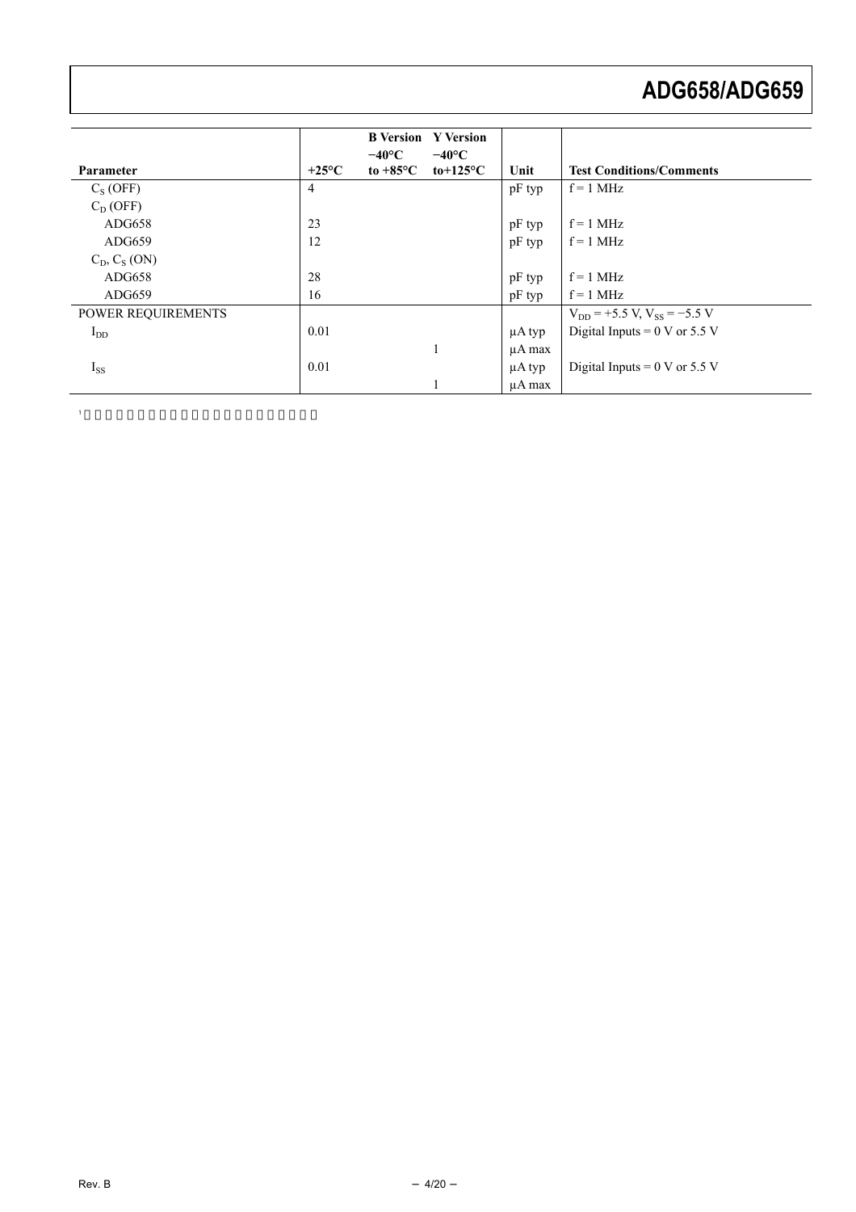| Parameter | +25°C | B Version −40°C to +85°C | Y Version −40°C to+125°C | Unit | Test Conditions/Comments |
|---|---|---|---|---|---|
| $C_S$ (OFF) | 4 | | | pF typ | f = 1 MHz |
| $C_D$ (OFF) | | | | | |
| ADG658 | 23 | | | pF typ | f = 1 MHz |
| ADG659 | 12 | | | pF typ | f = 1 MHz |
| $C_D$, $C_S$ (ON) | | | | | |
| ADG658 | 28 | | | pF typ | f = 1 MHz |
| ADG659 | 16 | | | pF typ | f = 1 MHz |
| POWER REQUIREMENTS | | | | | $V_{DD}$ = +5.5 V, $V_{SS}$ = −5.5 V |
| $I_{DD}$ | 0.01 | | | μA typ | Digital Inputs = 0 V or 5.5 V |
| | | | 1 | μA max | |
| $I_{SS}$ | 0.01 | | | μA typ | Digital Inputs = 0 V or 5.5 V |
| | | | 1 | μA max | |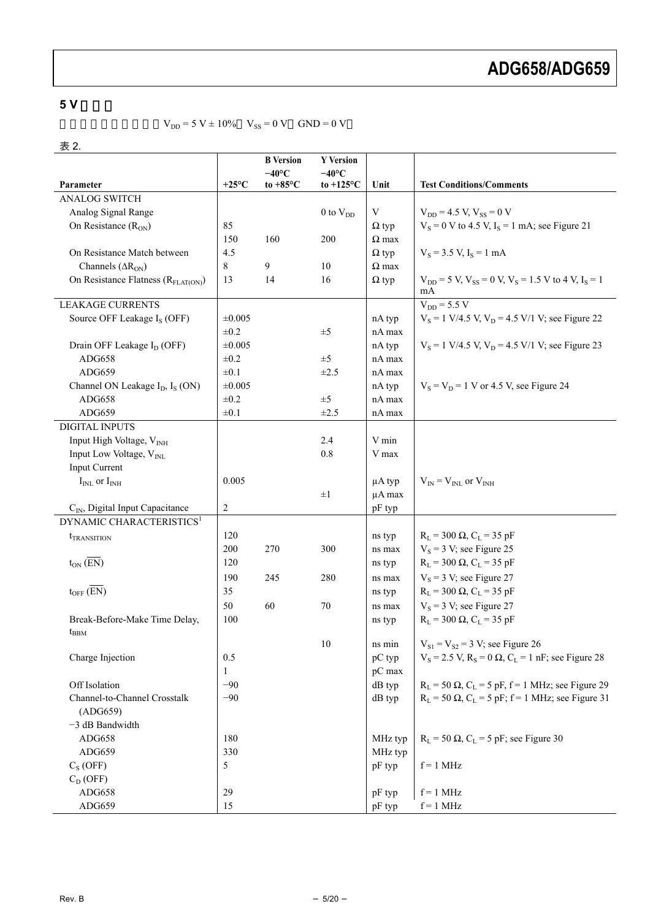## 5 V

$V_{DD}$ = 5 V ± 10%  $V_{SS}$ = 0 V  GND = 0 V

表 2.

| Parameter | +25°C | B Version −40°C to +85°C | Y Version −40°C to +125°C | Unit | Test Conditions/Comments |
|---|---|---|---|---|---|
| ANALOG SWITCH | | | | | |
| Analog Signal Range | | | 0 to $V_{DD}$ | V | $V_{DD}$ = 4.5 V, $V_{SS}$ = 0 V |
| On Resistance ($R_{ON}$) | 85 | | | Ω typ | $V_S$ = 0 V to 4.5 V, $I_S$ = 1 mA; see Figure 21 |
| | 150 | 160 | 200 | Ω max | |
| On Resistance Match between Channels ($\Delta R_{ON}$) | 4.5 | | | Ω typ | $V_S$ = 3.5 V, $I_S$ = 1 mA |
| | 8 | 9 | 10 | Ω max | |
| On Resistance Flatness ($R_{FLAT(ON)}$) | 13 | 14 | 16 | Ω typ | $V_{DD}$ = 5 V, $V_{SS}$ = 0 V, $V_S$ = 1.5 V to 4 V, $I_S$ = 1 mA |
| LEAKAGE CURRENTS | | | | | $V_{DD}$ = 5.5 V |
| Source OFF Leakage $I_S$ (OFF) | ±0.005 | | | nA typ | $V_S$ = 1 V/4.5 V, $V_D$ = 4.5 V/1 V; see Figure 22 |
| | ±0.2 | | ±5 | nA max | |
| Drain OFF Leakage $I_D$ (OFF) | ±0.005 | | | nA typ | $V_S$ = 1 V/4.5 V, $V_D$ = 4.5 V/1 V; see Figure 23 |
| ADG658 | ±0.2 | | ±5 | nA max | |
| ADG659 | ±0.1 | | ±2.5 | nA max | |
| Channel ON Leakage $I_D$, $I_S$ (ON) | ±0.005 | | | nA typ | $V_S$ = $V_D$ = 1 V or 4.5 V, see Figure 24 |
| ADG658 | ±0.2 | | ±5 | nA max | |
| ADG659 | ±0.1 | | ±2.5 | nA max | |
| DIGITAL INPUTS | | | | | |
| Input High Voltage, $V_{INH}$ | | | 2.4 | V min | |
| Input Low Voltage, $V_{INL}$ | | | 0.8 | V max | |
| Input Current | | | | | |
| $I_{INL}$ or $I_{INH}$ | 0.005 | | | μA typ | $V_{IN}$ = $V_{INL}$ or $V_{INH}$ |
| | | | ±1 | μA max | |
| $C_{IN}$, Digital Input Capacitance | 2 | | | pF typ | |
| DYNAMIC CHARACTERISTICS[1] | | | | | |
| $t_{TRANSITION}$ | 120 | | | ns typ | $R_L$ = 300 Ω, $C_L$ = 35 pF |
| | 200 | 270 | 300 | ns max | $V_S$ = 3 V; see Figure 25 |
| $t_{ON}$ ($\overline{EN}$) | 120 | | | ns typ | $R_L$ = 300 Ω, $C_L$ = 35 pF |
| | 190 | 245 | 280 | ns max | $V_S$ = 3 V; see Figure 27 |
| $t_{OFF}$ ($\overline{EN}$) | 35 | | | ns typ | $R_L$ = 300 Ω, $C_L$ = 35 pF |
| | 50 | 60 | 70 | ns max | $V_S$ = 3 V; see Figure 27 |
| Break-Before-Make Time Delay, $t_{BBM}$ | 100 | | | ns typ | $R_L$ = 300 Ω, $C_L$ = 35 pF |
| | | | 10 | ns min | $V_{S1}$ = $V_{S2}$ = 3 V; see Figure 26 |
| Charge Injection | 0.5 | | | pC typ | $V_S$ = 2.5 V, $R_S$ = 0 Ω, $C_L$ = 1 nF; see Figure 28 |
| | 1 | | | pC max | |
| Off Isolation | −90 | | | dB typ | $R_L$ = 50 Ω, $C_L$ = 5 pF, f = 1 MHz; see Figure 29 |
| Channel-to-Channel Crosstalk (ADG659) | −90 | | | dB typ | $R_L$ = 50 Ω, $C_L$ = 5 pF; f = 1 MHz; see Figure 31 |
| −3 dB Bandwidth | | | | | |
| ADG658 | 180 | | | MHz typ | $R_L$ = 50 Ω, $C_L$ = 5 pF; see Figure 30 |
| ADG659 | 330 | | | MHz typ | |
| $C_S$ (OFF) | 5 | | | pF typ | f = 1 MHz |
| $C_D$ (OFF) | | | | | |
| ADG658 | 29 | | | pF typ | f = 1 MHz |
| ADG659 | 15 | | | pF typ | f = 1 MHz |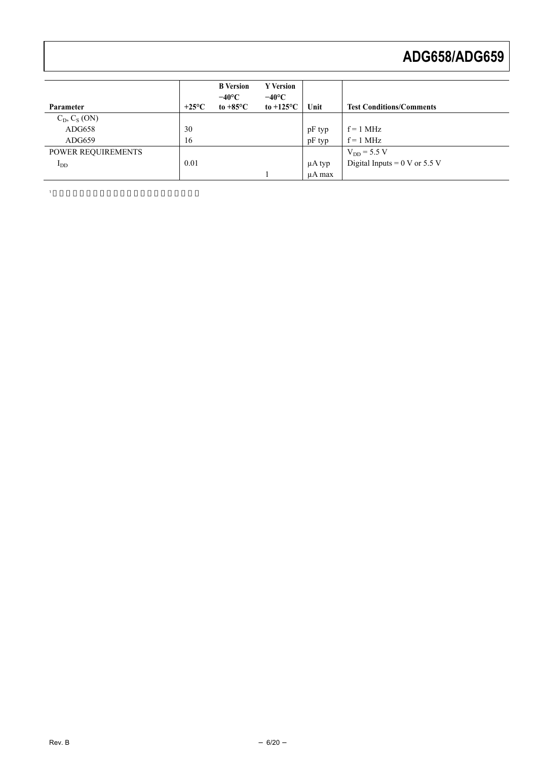| Parameter | +25°C | B Version −40°C to +85°C | Y Version −40°C to +125°C | Unit | Test Conditions/Comments |
|---|---|---|---|---|---|
| $C_D$, $C_S$ (ON) | | | | | |
| ADG658 | 30 | | | pF typ | f = 1 MHz |
| ADG659 | 16 | | | pF typ | f = 1 MHz |
| POWER REQUIREMENTS | | | | | $V_{DD}$ = 5.5 V |
| $I_{DD}$ | 0.01 | | | μA typ | Digital Inputs = 0 V or 5.5 V |
| | | | 1 | μA max | |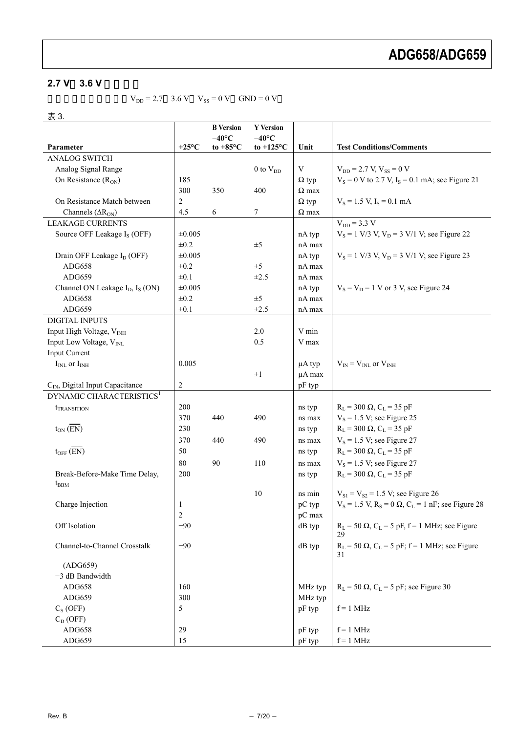## 2.7 V 3.6 V

$V_{DD}$ = 2.7 3.6 V, $V_{SS}$ = 0 V, GND = 0 V

表 3.

| Parameter | +25°C | B Version −40°C to +85°C | Y Version −40°C to +125°C | Unit | Test Conditions/Comments |
|---|---|---|---|---|---|
| ANALOG SWITCH | | | | | |
| Analog Signal Range | | | 0 to $V_{DD}$ | V | $V_{DD}$ = 2.7 V, $V_{SS}$ = 0 V |
| On Resistance ($R_{ON}$) | 185 | | | Ω typ | $V_S$ = 0 V to 2.7 V, $I_S$ = 0.1 mA; see Figure 21 |
| | 300 | 350 | 400 | Ω max | |
| On Resistance Match between Channels ($\Delta R_{ON}$) | 2 | | | Ω typ | $V_S$ = 1.5 V, $I_S$ = 0.1 mA |
| | 4.5 | 6 | 7 | Ω max | |
| LEAKAGE CURRENTS | | | | | $V_{DD}$ = 3.3 V |
| Source OFF Leakage $I_S$ (OFF) | ±0.005 | | | nA typ | $V_S$ = 1 V/3 V, $V_D$ = 3 V/1 V; see Figure 22 |
| | ±0.2 | | ±5 | nA max | |
| Drain OFF Leakage $I_D$ (OFF) | ±0.005 | | | nA typ | $V_S$ = 1 V/3 V, $V_D$ = 3 V/1 V; see Figure 23 |
| ADG658 | ±0.2 | | ±5 | nA max | |
| ADG659 | ±0.1 | | ±2.5 | nA max | |
| Channel ON Leakage $I_D$, $I_S$ (ON) | ±0.005 | | | nA typ | $V_S$ = $V_D$ = 1 V or 3 V, see Figure 24 |
| ADG658 | ±0.2 | | ±5 | nA max | |
| ADG659 | ±0.1 | | ±2.5 | nA max | |
| DIGITAL INPUTS | | | | | |
| Input High Voltage, $V_{INH}$ | | | 2.0 | V min | |
| Input Low Voltage, $V_{INL}$ | | | 0.5 | V max | |
| Input Current | | | | | |
| $I_{INL}$ or $I_{INH}$ | 0.005 | | | μA typ | $V_{IN}$ = $V_{INL}$ or $V_{INH}$ |
| | | | ±1 | μA max | |
| $C_{IN}$, Digital Input Capacitance | 2 | | | pF typ | |
| DYNAMIC CHARACTERISTICS[1] | | | | | |
| $t_{TRANSITION}$ | 200 | | | ns typ | $R_L$ = 300 Ω, $C_L$ = 35 pF |
| | 370 | 440 | 490 | ns max | $V_S$ = 1.5 V; see Figure 25 |
| $t_{ON}$ ($\overline{EN}$) | 230 | | | ns typ | $R_L$ = 300 Ω, $C_L$ = 35 pF |
| | 370 | 440 | 490 | ns max | $V_S$ = 1.5 V; see Figure 27 |
| $t_{OFF}$ ($\overline{EN}$) | 50 | | | ns typ | $R_L$ = 300 Ω, $C_L$ = 35 pF |
| | 80 | 90 | 110 | ns max | $V_S$ = 1.5 V; see Figure 27 |
| Break-Before-Make Time Delay, $t_{BBM}$ | 200 | | | ns typ | $R_L$ = 300 Ω, $C_L$ = 35 pF |
| | | | 10 | ns min | $V_{S1}$ = $V_{S2}$ = 1.5 V; see Figure 26 |
| Charge Injection | 1 | | | pC typ | $V_S$ = 1.5 V, $R_S$ = 0 Ω, $C_L$ = 1 nF; see Figure 28 |
| | 2 | | | pC max | |
| Off Isolation | −90 | | | dB typ | $R_L$ = 50 Ω, $C_L$ = 5 pF, f = 1 MHz; see Figure 29 |
| Channel-to-Channel Crosstalk | −90 | | | dB typ | $R_L$ = 50 Ω, $C_L$ = 5 pF; f = 1 MHz; see Figure 31 |
| (ADG659) | | | | | |
| −3 dB Bandwidth | | | | | |
| ADG658 | 160 | | | MHz typ | $R_L$ = 50 Ω, $C_L$ = 5 pF; see Figure 30 |
| ADG659 | 300 | | | MHz typ | |
| $C_S$ (OFF) | 5 | | | pF typ | f = 1 MHz |
| $C_D$ (OFF) | | | | | |
| ADG658 | 29 | | | pF typ | f = 1 MHz |
| ADG659 | 15 | | | pF typ | f = 1 MHz |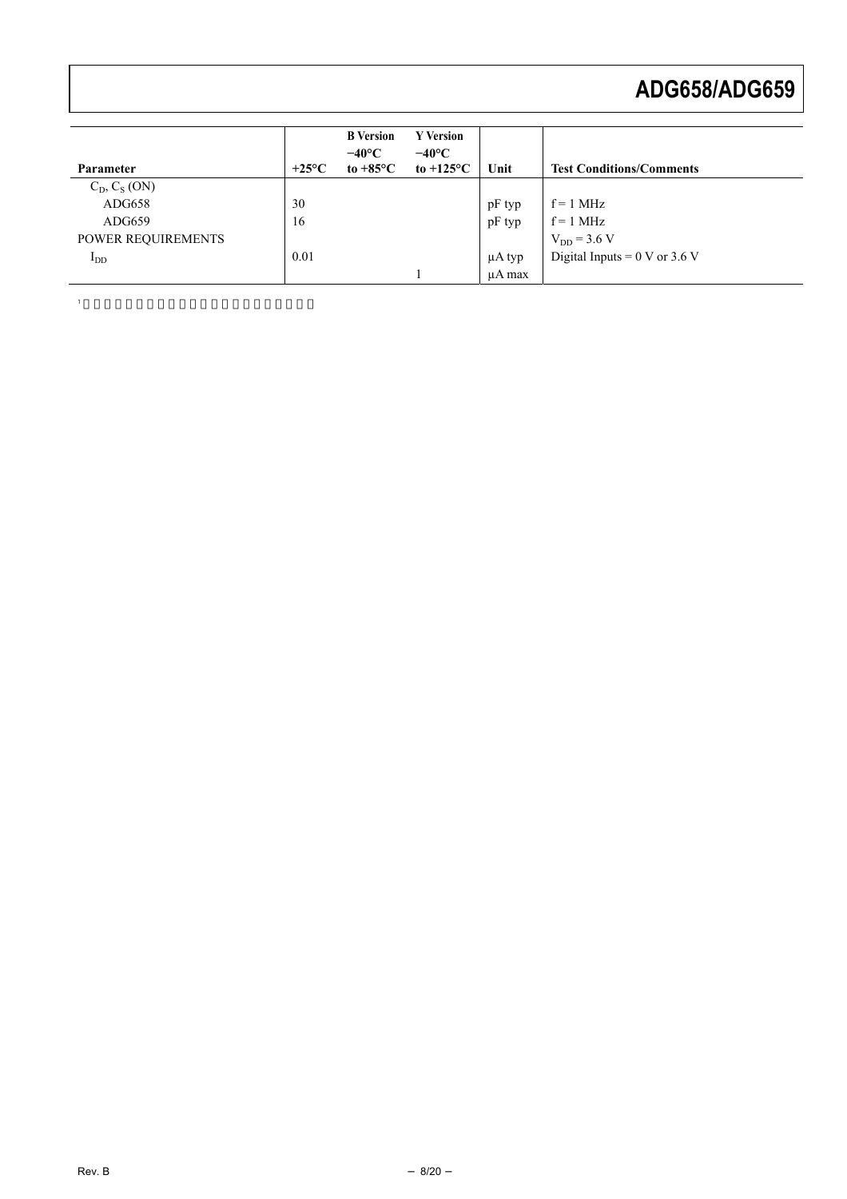| Parameter | +25°C | B Version −40°C to +85°C | Y Version −40°C to +125°C | Unit | Test Conditions/Comments |
|---|---|---|---|---|---|
| $C_D$, $C_S$ (ON) | | | | | |
| ADG658 | 30 | | | pF typ | f = 1 MHz |
| ADG659 | 16 | | | pF typ | f = 1 MHz |
| POWER REQUIREMENTS | | | | | $V_{DD}$ = 3.6 V |
| $I_{DD}$ | 0.01 | | | μA typ | Digital Inputs = 0 V or 3.6 V |
| | | | 1 | μA max | |

[1]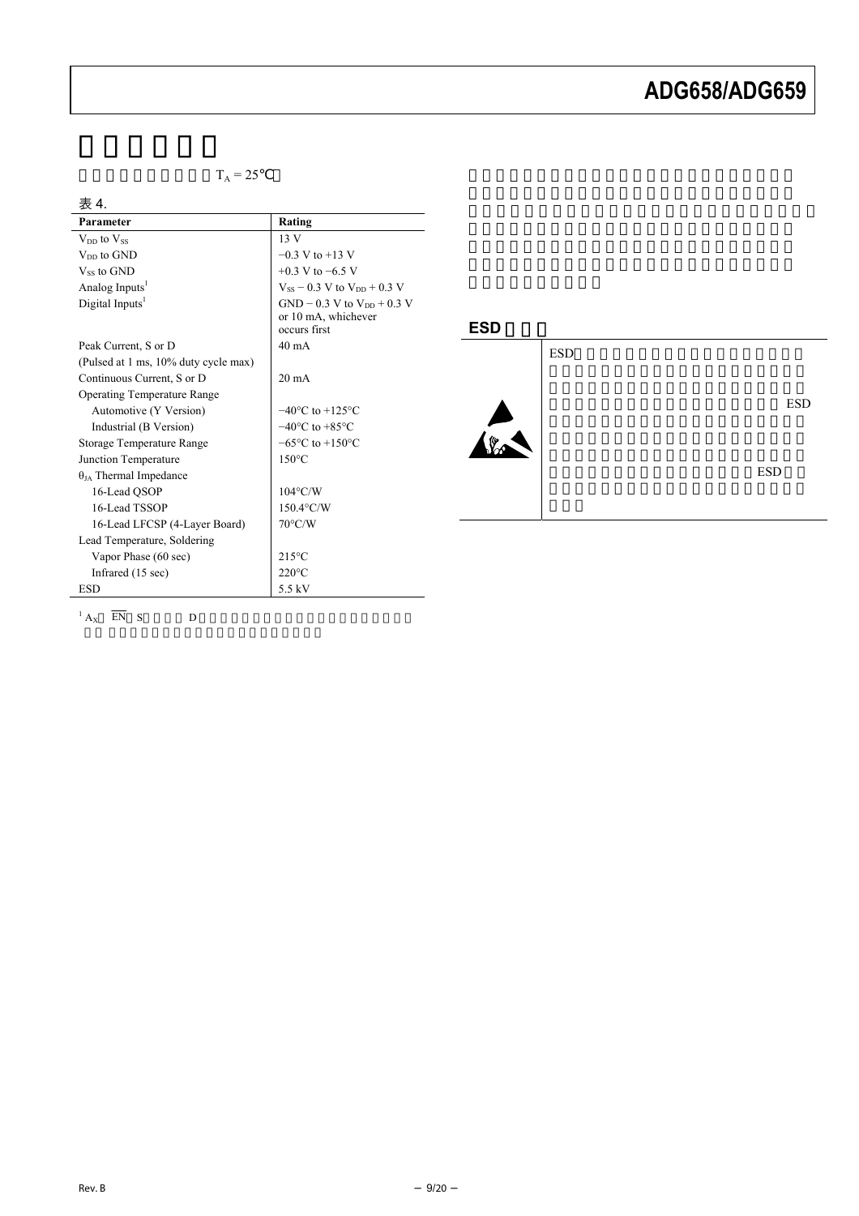$T_A = 25°C$

表 4.

| Parameter | Rating |
|---|---|
| $V_{DD}$ to $V_{SS}$ | 13 V |
| $V_{DD}$ to GND | −0.3 V to +13 V |
| $V_{SS}$ to GND | +0.3 V to −6.5 V |
| Analog Inputs[1] | $V_{SS}$ − 0.3 V to $V_{DD}$ + 0.3 V |
| Digital Inputs[1] | GND − 0.3 V to $V_{DD}$ + 0.3 V or 10 mA, whichever occurs first |
| Peak Current, S or D | 40 mA |
| (Pulsed at 1 ms, 10% duty cycle max) | |
| Continuous Current, S or D | 20 mA |
| Operating Temperature Range | |
| Automotive (Y Version) | −40°C to +125°C |
| Industrial (B Version) | −40°C to +85°C |
| Storage Temperature Range | −65°C to +150°C |
| Junction Temperature | 150°C |
| $\theta_{JA}$ Thermal Impedance | |
| 16-Lead QSOP | 104°C/W |
| 16-Lead TSSOP | 150.4°C/W |
| 16-Lead LFCSP (4-Layer Board) | 70°C/W |
| Lead Temperature, Soldering | |
| Vapor Phase (60 sec) | 215°C |
| Infrared (15 sec) | 220°C |
| ESD | 5.5 kV |

[1] $A_X$ $\overline{EN}$ S D

## ESD

ESD ESD ESD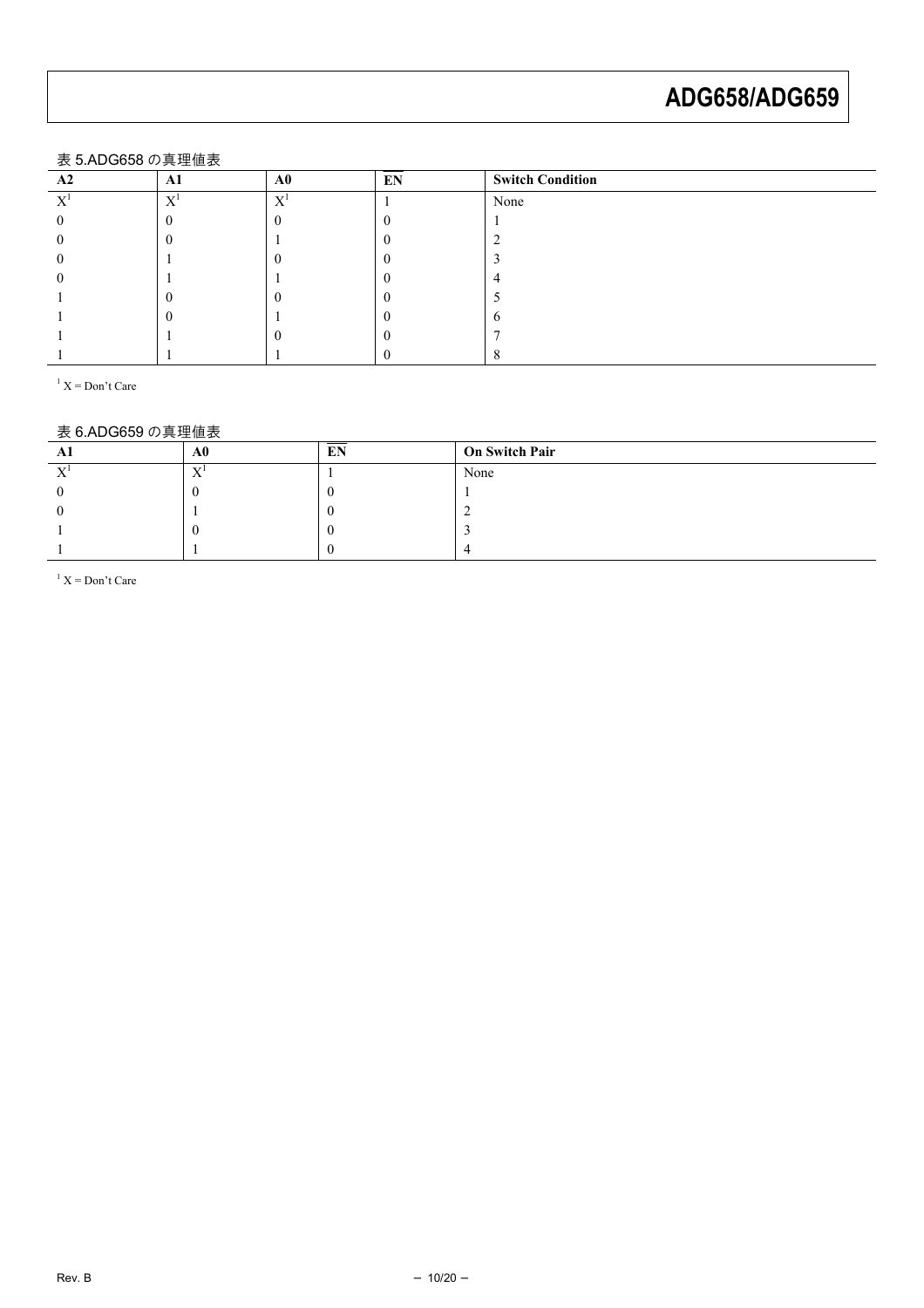表 5.ADG658 の真理値表

| A2 | A1 | A0 | $\overline{EN}$ | Switch Condition |
|---|---|---|---|---|
| X[1] | X[1] | X[1] | 1 | None |
| 0 | 0 | 0 | 0 | 1 |
| 0 | 0 | 1 | 0 | 2 |
| 0 | 1 | 0 | 0 | 3 |
| 0 | 1 | 1 | 0 | 4 |
| 1 | 0 | 0 | 0 | 5 |
| 1 | 0 | 1 | 0 | 6 |
| 1 | 1 | 0 | 0 | 7 |
| 1 | 1 | 1 | 0 | 8 |

[1] X = Don't Care

表 6.ADG659 の真理値表

| A1 | A0 | $\overline{EN}$ | On Switch Pair |
|---|---|---|---|
| X[1] | X[1] | 1 | None |
| 0 | 0 | 0 | 1 |
| 0 | 1 | 0 | 2 |
| 1 | 0 | 0 | 3 |
| 1 | 1 | 0 | 4 |

[1] X = Don't Care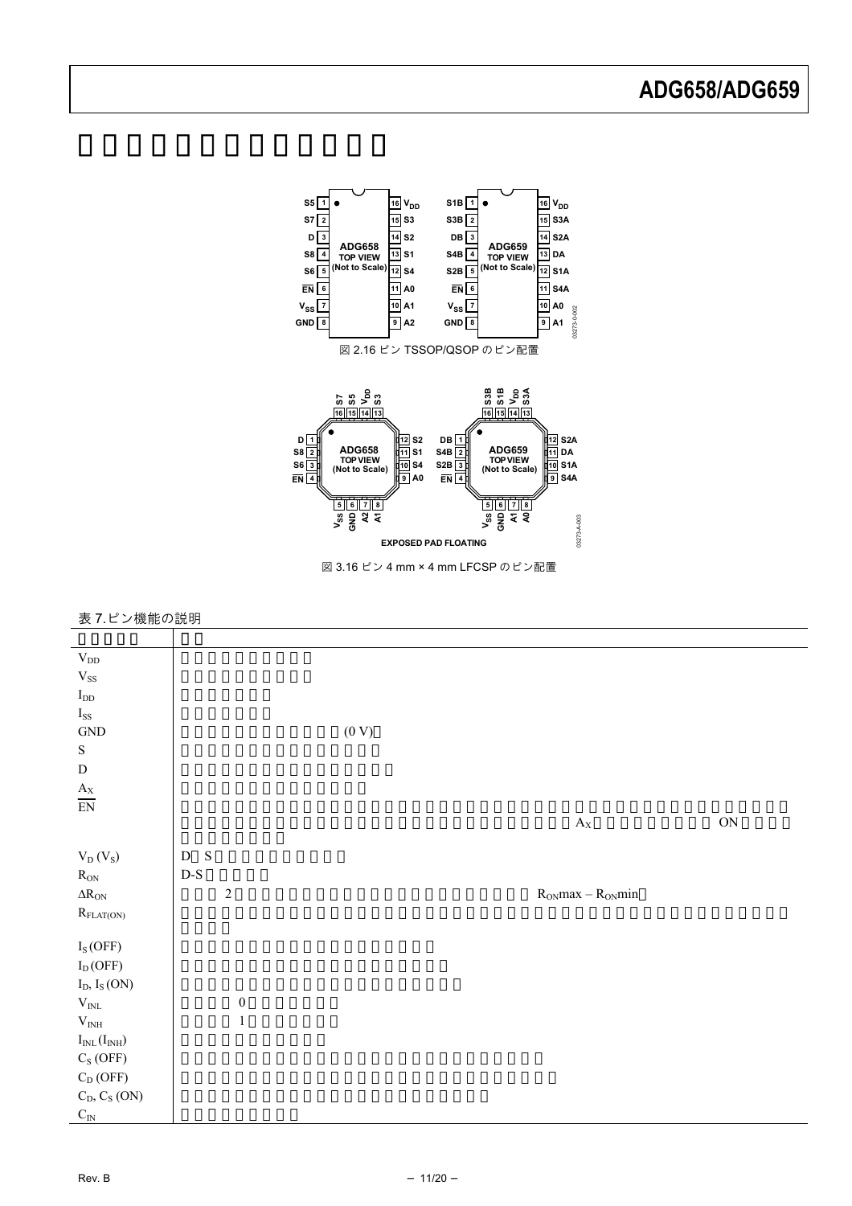図 2.16 ピン TSSOP/QSOP のピン配置

EXPOSED PAD FLOATING

図 3.16 ピン 4 mm × 4 mm LFCSP のピン配置

表 7.ピン機能の説明

| | |
|---|---|
| $V_{DD}$ | |
| $V_{SS}$ | |
| $I_{DD}$ | |
| $I_{SS}$ | |
| GND | (0 V) |
| S | |
| D | |
| $A_X$ | |
| $\overline{EN}$ | $A_X$ ON |
| $V_D$ ($V_S$) | D S |
| $R_{ON}$ | D-S |
| $\Delta R_{ON}$ | 2 $R_{ON}max – R_{ON}min$ |
| $R_{FLAT(ON)}$ | |
| $I_S$ (OFF) | |
| $I_D$ (OFF) | |
| $I_D$, $I_S$ (ON) | |
| $V_{INL}$ | 0 |
| $V_{INH}$ | 1 |
| $I_{INL}$ ($I_{INH}$) | |
| $C_S$ (OFF) | |
| $C_D$ (OFF) | |
| $C_D$, $C_S$ (ON) | |
| $C_{IN}$ | |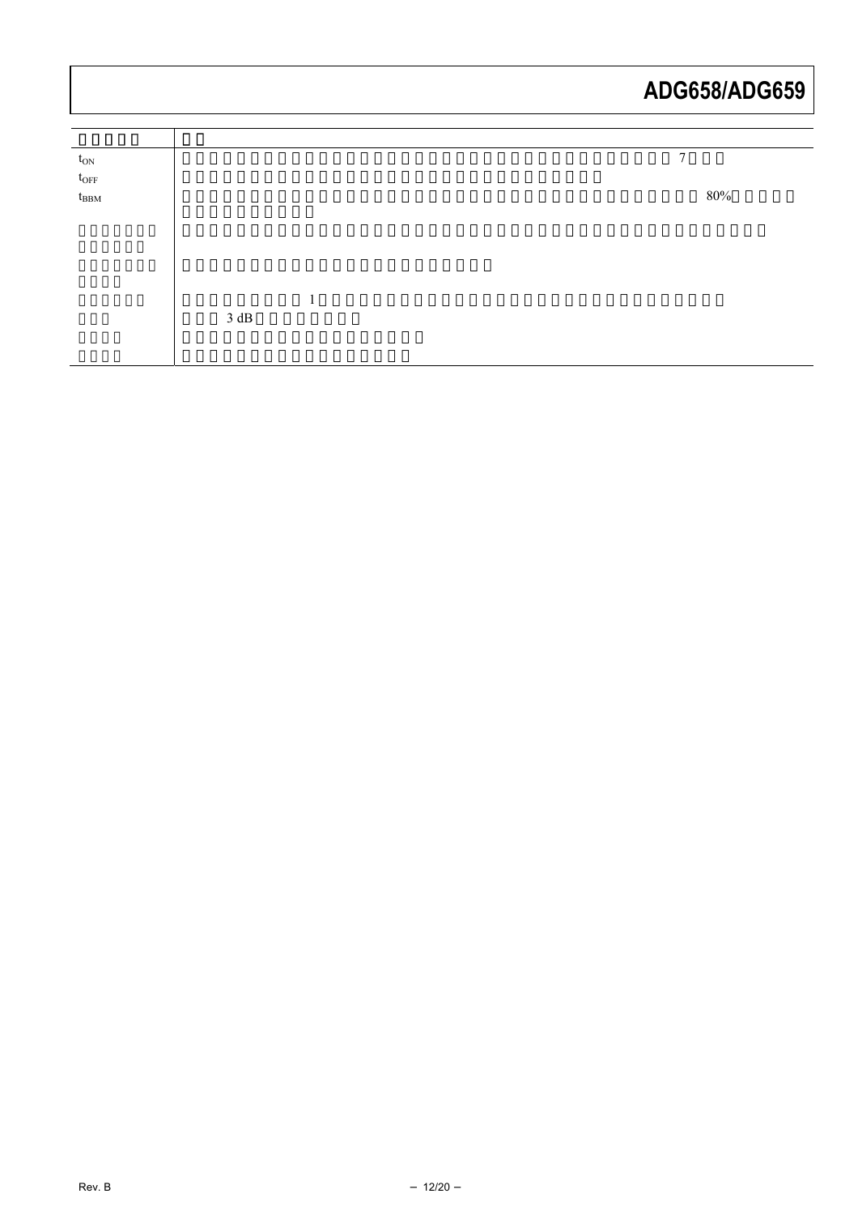| | |
|---|---|
| $t_{ON}$ | 7 |
| $t_{OFF}$ | |
| $t_{BBM}$ | 80% |
| | |
| | |
| | 1 3 dB |
| | |
| | |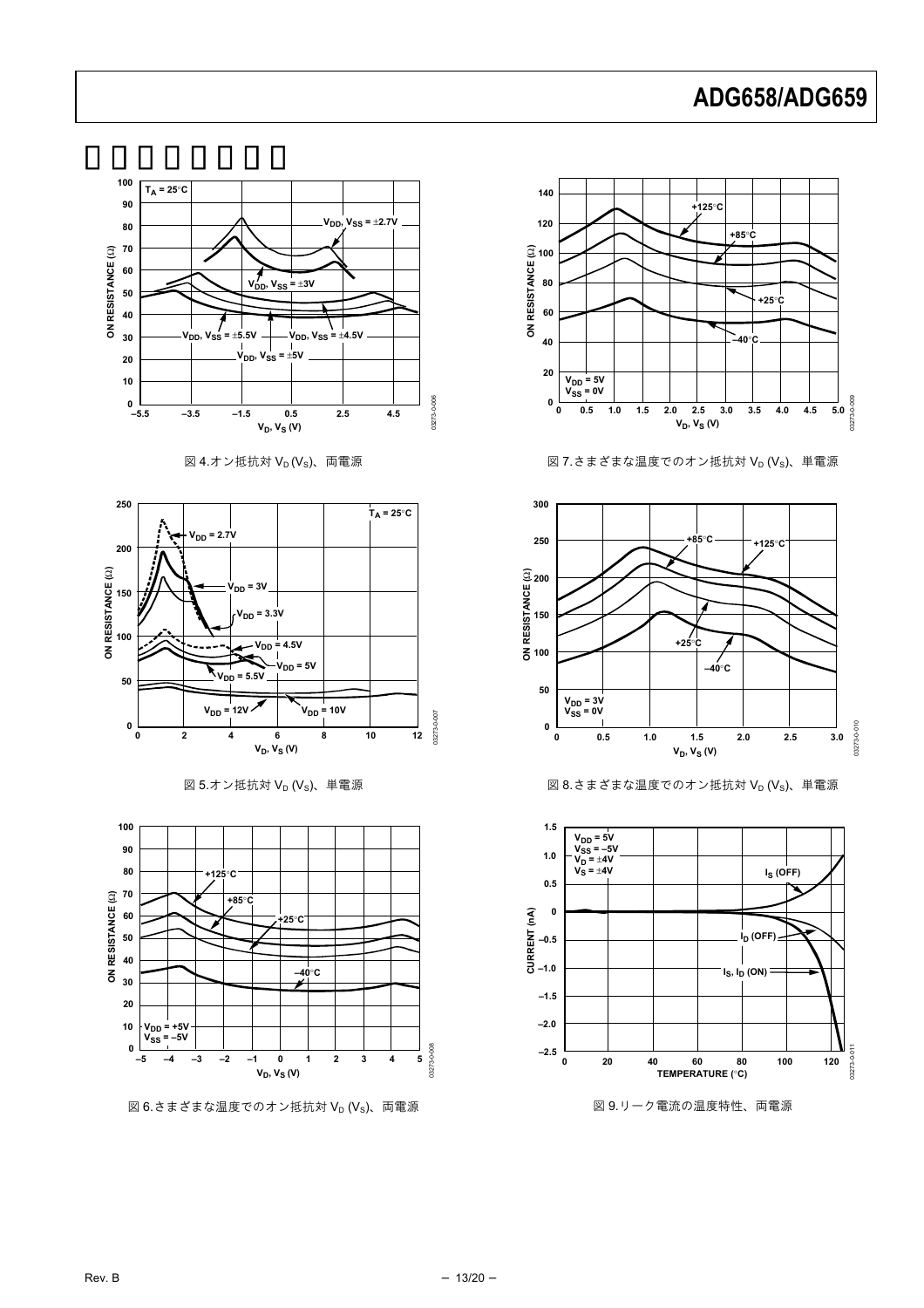# 代表的な性能特性

図 4.オン抵抗対 $V_D$ ($V_S$)、両電源

図 5.オン抵抗対 $V_D$ ($V_S$)、単電源

図 6.さまざまな温度でのオン抵抗対 $V_D$ ($V_S$)、両電源

図 7.さまざまな温度でのオン抵抗対 $V_D$ ($V_S$)、単電源

図 8.さまざまな温度でのオン抵抗対 $V_D$ ($V_S$)、単電源

図 9.リーク電流の温度特性、両電源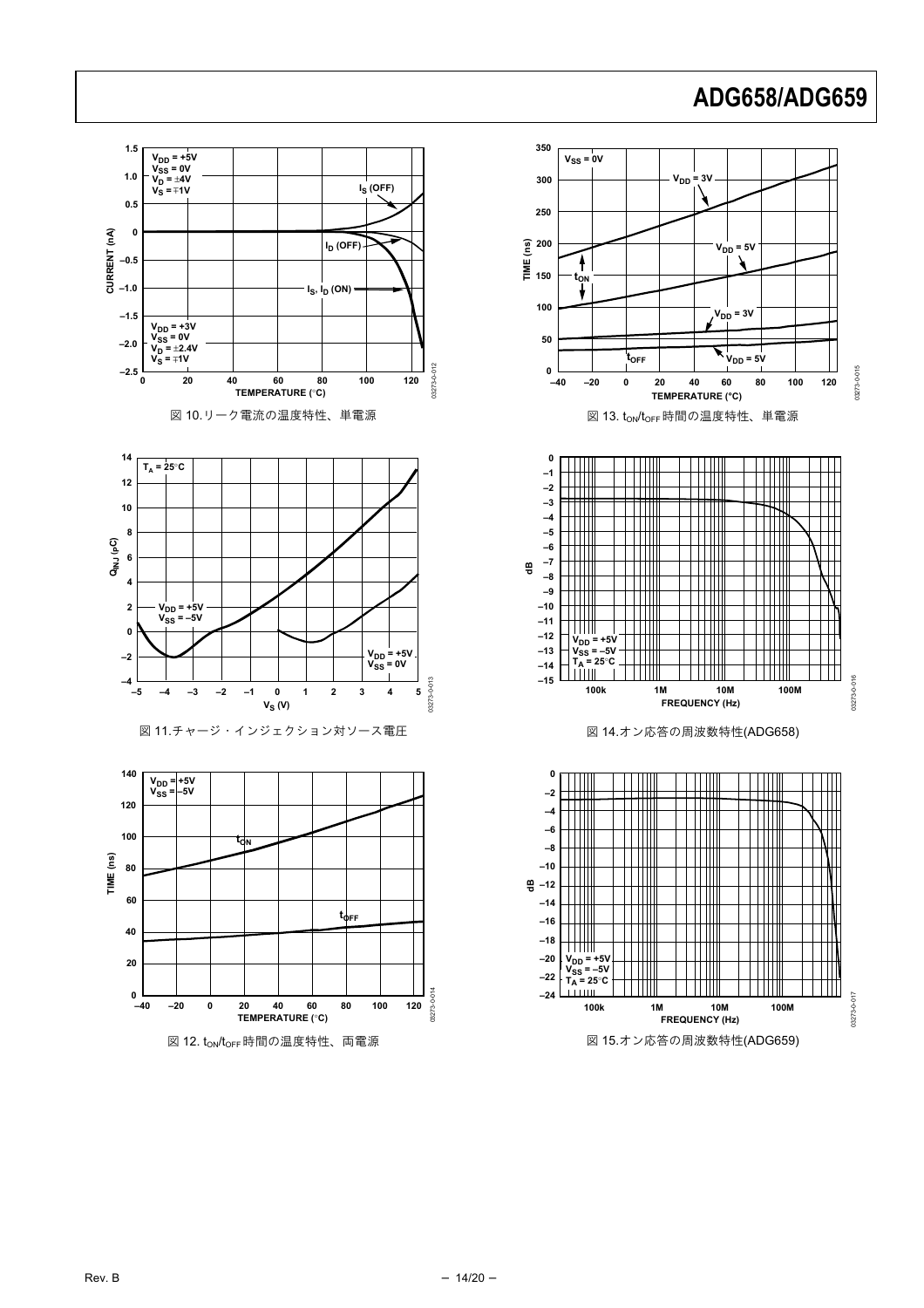図 10.リーク電流の温度特性、単電源

図 11.チャージ・インジェクション対ソース電圧

図 12. $t_{ON}/t_{OFF}$ 時間の温度特性、両電源

図 13. $t_{ON}/t_{OFF}$ 時間の温度特性、単電源

図 14.オン応答の周波数特性(ADG658)

図 15.オン応答の周波数特性(ADG659)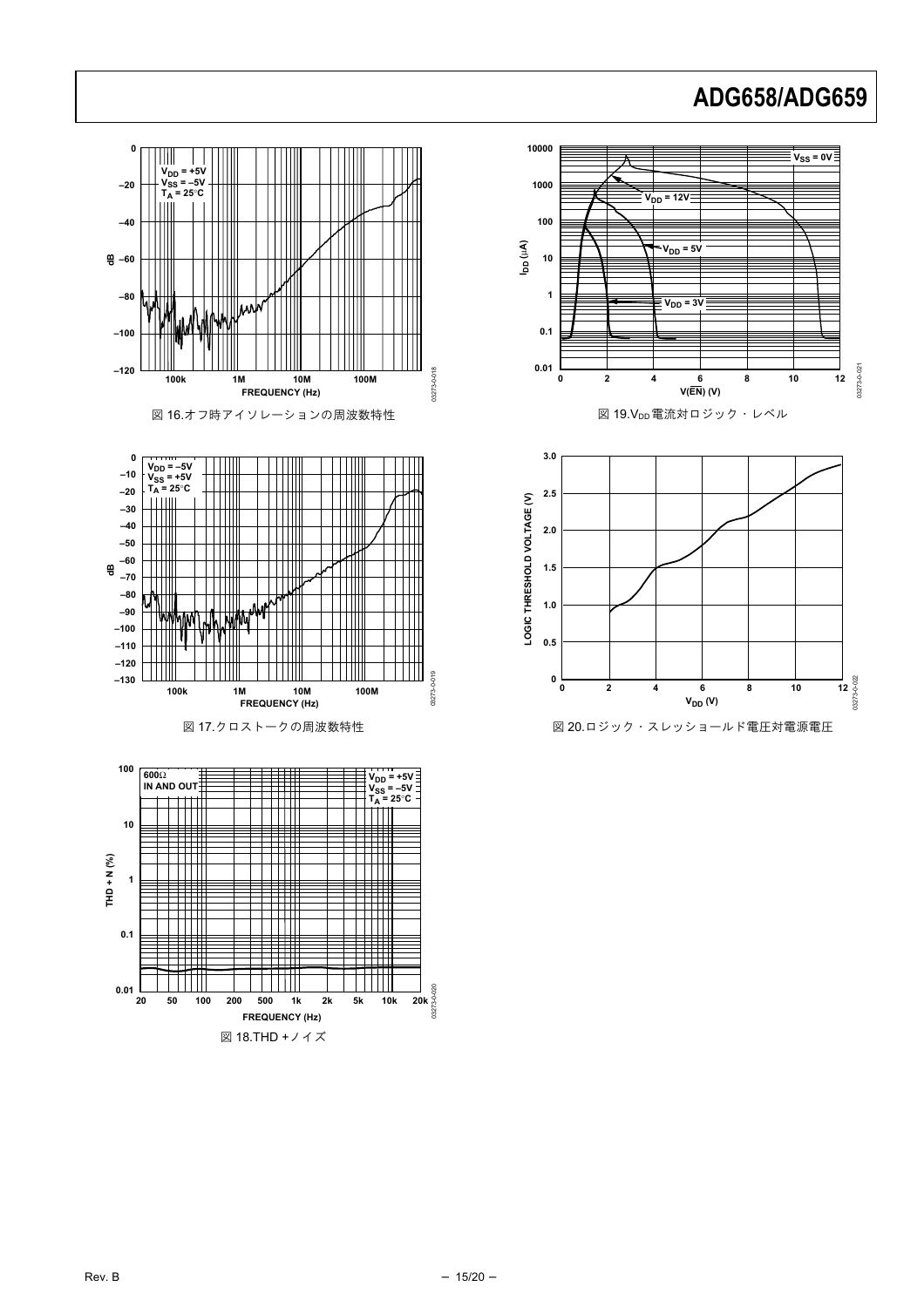図 16.オフ時アイソレーションの周波数特性

図 17.クロストークの周波数特性

図 18.THD +ノイズ

図 19.$V_{DD}$電流対ロジック・レベル

図 20.ロジック・スレッショールド電圧対電源電圧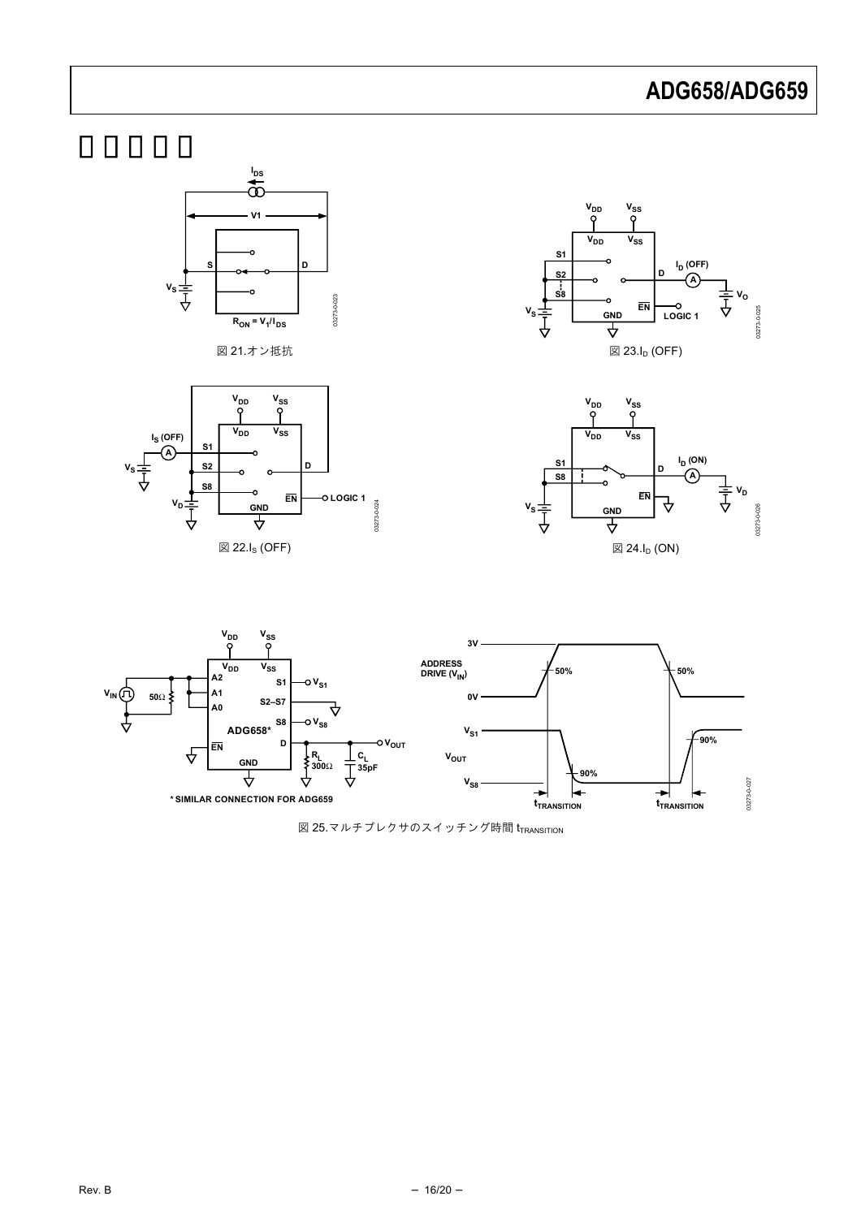# □□□□□

図 21.オン抵抗

図 23.$I_D$ (OFF)

図 22.$I_S$ (OFF)

図 24.$I_D$ (ON)

図 25.マルチプレクサのスイッチング時間 $t_{TRANSITION}$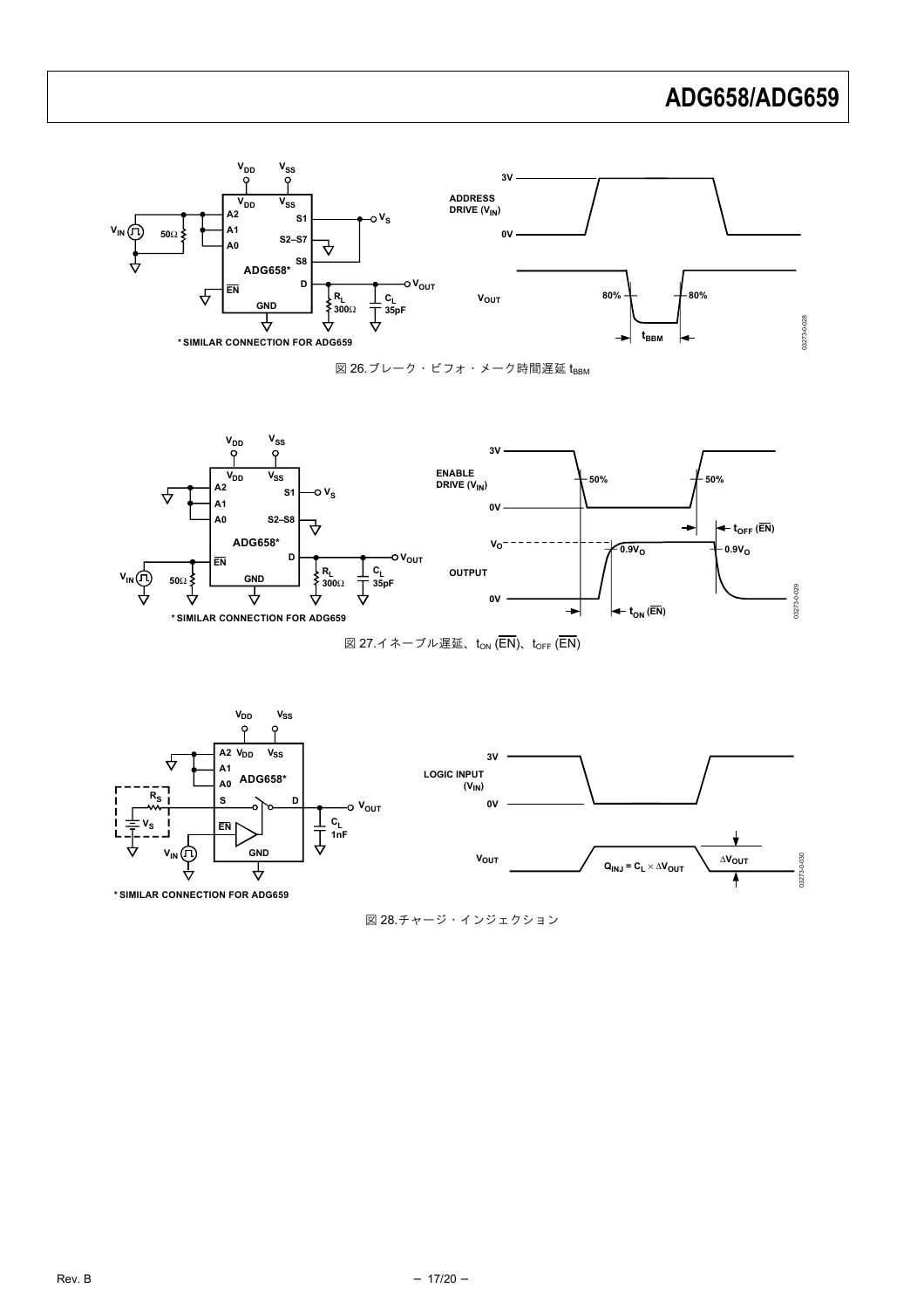図 26.ブレーク・ビフォ・メーク時間遅延 $t_{BBM}$

図 27.イネーブル遅延、$t_{ON}$ ($\overline{EN}$)、$t_{OFF}$ ($\overline{EN}$)

図 28.チャージ・インジェクション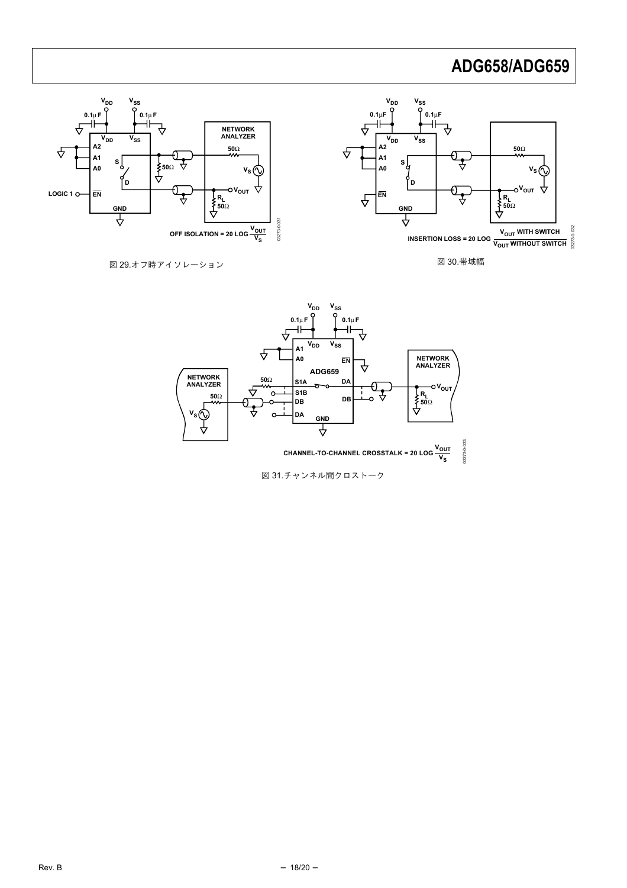図 29.オフ時アイソレーション

図 30.帯域幅

図 31.チャンネル間クロストーク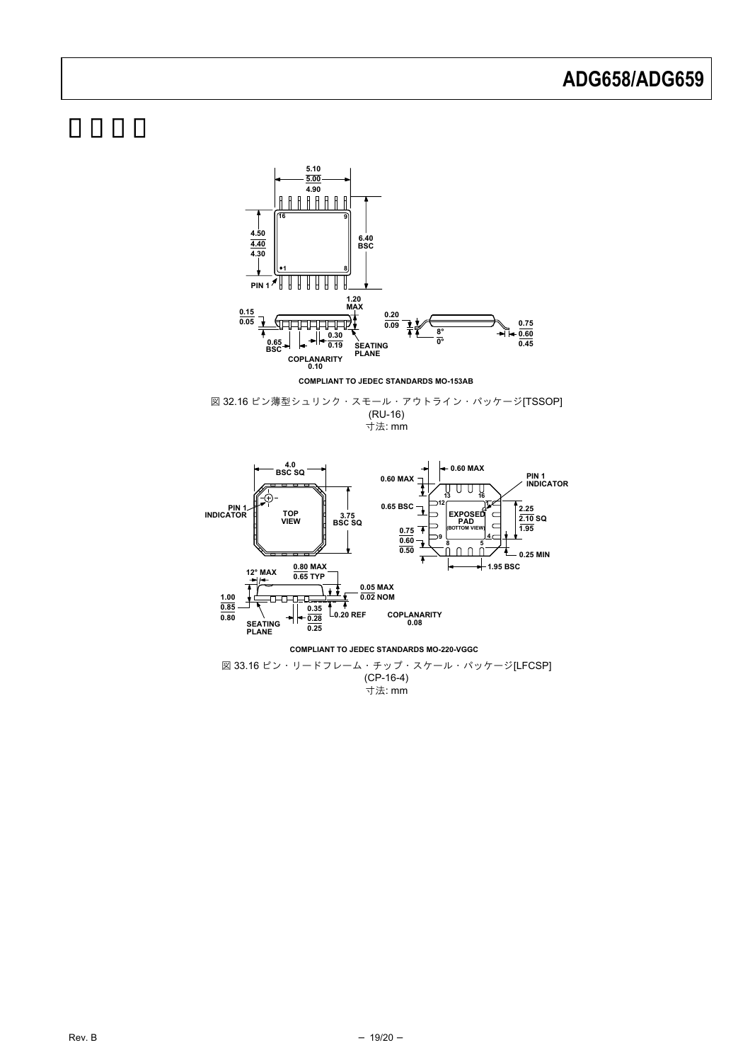# 外形寸法

5.10
5.00
4.90

4.50
4.40
4.30

6.40
BSC

PIN 1

1.20
MAX

0.15
0.05

0.65
BSC

0.30
0.19

SEATING
PLANE

COPLANARITY
0.10

0.20
0.09

8°
0°

0.75
0.60
0.45

COMPLIANT TO JEDEC STANDARDS MO-153AB

図 32.16 ピン薄型シュリンク・スモール・アウトライン・パッケージ[TSSOP]
(RU-16)
寸法: mm

4.0
BSC SQ

PIN 1
INDICATOR

TOP
VIEW

3.75
BSC SQ

0.60 MAX

0.60 MAX

PIN 1
INDICATOR

0.65 BSC

EXPOSED
PAD
(BOTTOM VIEW)

2.25
2.10 SQ
1.95

0.75
0.60
0.50

0.25 MIN

1.95 BSC

12° MAX

0.80 MAX
0.65 TYP

0.05 MAX
0.02 NOM

1.00
0.85
0.80

0.35
0.28
0.25

0.20 REF

SEATING
PLANE

COPLANARITY
0.08

COMPLIANT TO JEDEC STANDARDS MO-220-VGGC

図 33.16 ピン・リードフレーム・チップ・スケール・パッケージ[LFCSP]
(CP-16-4)
寸法: mm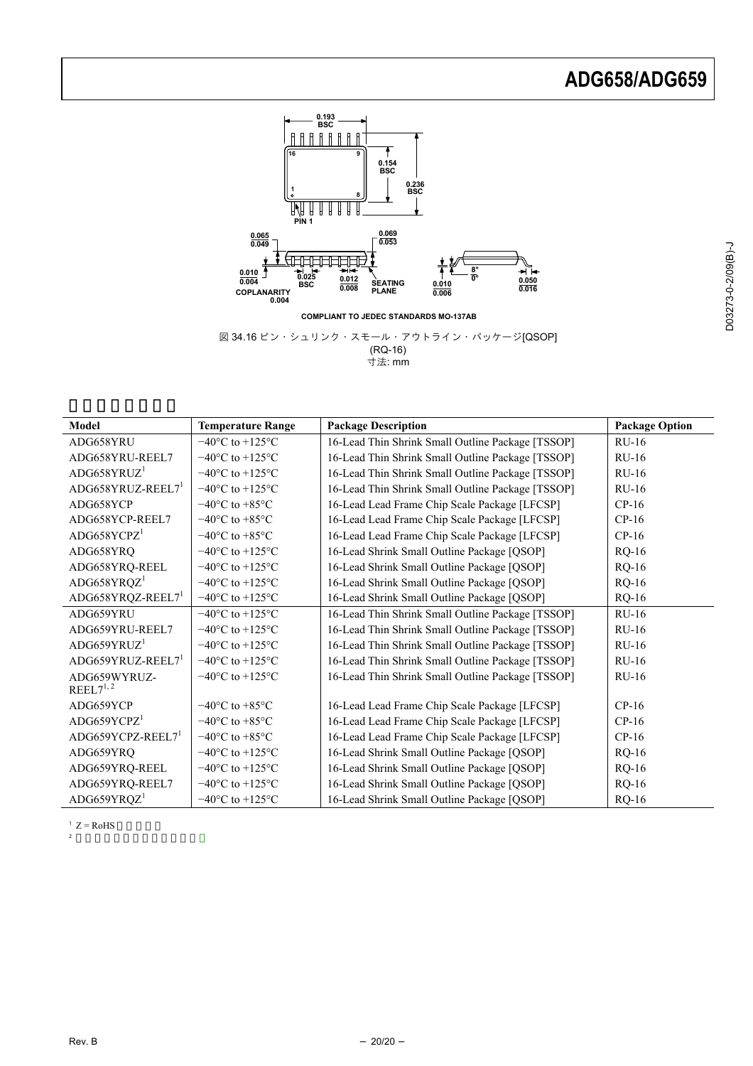0.193 BSC
16
9
0.154 BSC
0.236 BSC
1
8
PIN 1
0.065
0.049
0.069
0.053
0.010
0.004
0.025 BSC
0.012
0.008
SEATING PLANE
COPLANARITY 0.004
8°
0°
0.010
0.006
0.050
0.016

COMPLIANT TO JEDEC STANDARDS MO-137AB

図 34.16 ピン・シュリンク・スモール・アウトライン・パッケージ[QSOP]
(RQ-16)
寸法: mm

D03273-0-2/09(B)-J

| Model | Temperature Range | Package Description | Package Option |
|---|---|---|---|
| ADG658YRU | −40°C to +125°C | 16-Lead Thin Shrink Small Outline Package [TSSOP] | RU-16 |
| ADG658YRU-REEL7 | −40°C to +125°C | 16-Lead Thin Shrink Small Outline Package [TSSOP] | RU-16 |
| ADG658YRUZ[1] | −40°C to +125°C | 16-Lead Thin Shrink Small Outline Package [TSSOP] | RU-16 |
| ADG658YRUZ-REEL7[1] | −40°C to +125°C | 16-Lead Thin Shrink Small Outline Package [TSSOP] | RU-16 |
| ADG658YCP | −40°C to +85°C | 16-Lead Lead Frame Chip Scale Package [LFCSP] | CP-16 |
| ADG658YCP-REEL7 | −40°C to +85°C | 16-Lead Lead Frame Chip Scale Package [LFCSP] | CP-16 |
| ADG658YCPZ[1] | −40°C to +85°C | 16-Lead Lead Frame Chip Scale Package [LFCSP] | CP-16 |
| ADG658YRQ | −40°C to +125°C | 16-Lead Shrink Small Outline Package [QSOP] | RQ-16 |
| ADG658YRQ-REEL | −40°C to +125°C | 16-Lead Shrink Small Outline Package [QSOP] | RQ-16 |
| ADG658YRQZ[1] | −40°C to +125°C | 16-Lead Shrink Small Outline Package [QSOP] | RQ-16 |
| ADG658YRQZ-REEL7[1] | −40°C to +125°C | 16-Lead Shrink Small Outline Package [QSOP] | RQ-16 |
| ADG659YRU | −40°C to +125°C | 16-Lead Thin Shrink Small Outline Package [TSSOP] | RU-16 |
| ADG659YRU-REEL7 | −40°C to +125°C | 16-Lead Thin Shrink Small Outline Package [TSSOP] | RU-16 |
| ADG659YRUZ[1] | −40°C to +125°C | 16-Lead Thin Shrink Small Outline Package [TSSOP] | RU-16 |
| ADG659YRUZ-REEL7[1] | −40°C to +125°C | 16-Lead Thin Shrink Small Outline Package [TSSOP] | RU-16 |
| ADG659WYRUZ-REEL7[1, 2] | −40°C to +125°C | 16-Lead Thin Shrink Small Outline Package [TSSOP] | RU-16 |
| ADG659YCP | −40°C to +85°C | 16-Lead Lead Frame Chip Scale Package [LFCSP] | CP-16 |
| ADG659YCPZ[1] | −40°C to +85°C | 16-Lead Lead Frame Chip Scale Package [LFCSP] | CP-16 |
| ADG659YCPZ-REEL7[1] | −40°C to +85°C | 16-Lead Lead Frame Chip Scale Package [LFCSP] | CP-16 |
| ADG659YRQ | −40°C to +125°C | 16-Lead Shrink Small Outline Package [QSOP] | RQ-16 |
| ADG659YRQ-REEL | −40°C to +125°C | 16-Lead Shrink Small Outline Package [QSOP] | RQ-16 |
| ADG659YRQ-REEL7 | −40°C to +125°C | 16-Lead Shrink Small Outline Package [QSOP] | RQ-16 |
| ADG659YRQZ[1] | −40°C to +125°C | 16-Lead Shrink Small Outline Package [QSOP] | RQ-16 |

[1] Z = RoHS